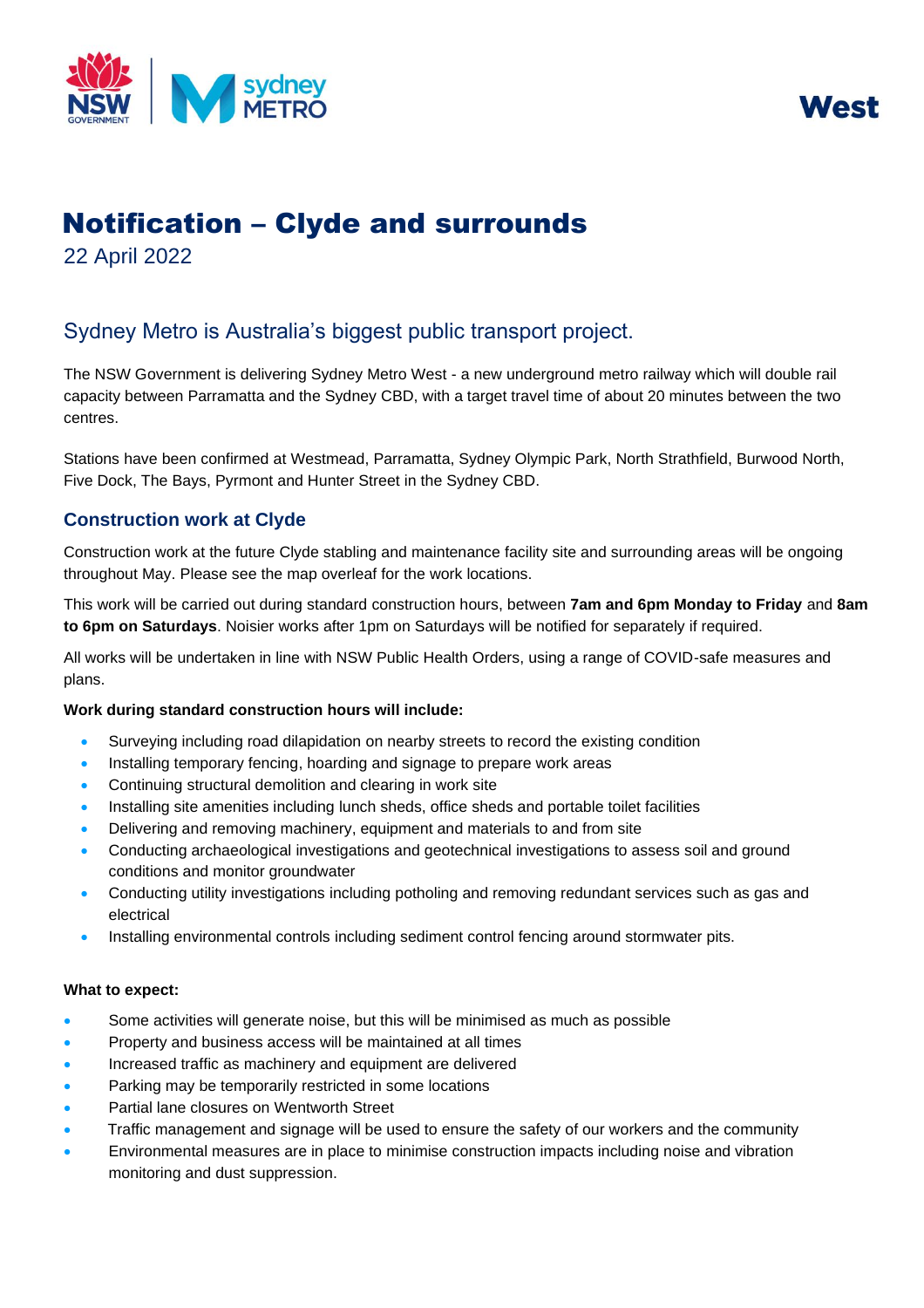West

# Notification – Clyde and surrounds

22 April 2022

## Sydney Metro is Australia's biggest public transport project.

The NSW Government is delivering Sydney Metro West - a new underground metro railway which will double rail capacity between Parramatta and the Sydney CBD, with a target travel time of about 20 minutes between the two centres.

Stations have been confirmed at Westmead, Parramatta, Sydney Olympic Park, North Strathfield, Burwood North, Five Dock, The Bays, Pyrmont and Hunter Street in the Sydney CBD.

### Construction work at Clyde

Construction work at the future Clyde stabling and maintenance facility site and surrounding areas will be ongoing throughout May. Please see the map overleaf for the work locations.

This work will be carried out during standard construction hours, between **7am and 6pm Monday to Friday** and **8am to 6pm on Saturdays**. Noisier works after 1pm on Saturdays will be notified for separately if required.

All works will be undertaken in line with NSW Public Health Orders, using a range of COVID-safe measures and plans.

**Work during standard construction hours will include:**

- Surveying including road dilapidation on nearby streets to record the existing condition
- Installing temporary fencing, hoarding and signage to prepare work areas
- Continuing structural demolition and clearing in work site
- Installing site amenities including lunch sheds, office sheds and portable toilet facilities
- Delivering and removing machinery, equipment and materials to and from site
- Conducting archaeological investigations and geotechnical investigations to assess soil and ground conditions and monitor groundwater
- Conducting utility investigations including potholing and removing redundant services such as gas and electrical
- Installing environmental controls including sediment control fencing around stormwater pits.

**What to expect:**

- Some activities will generate noise, but this will be minimised as much as possible
- Property and business access will be maintained at all times
- Increased traffic as machinery and equipment are delivered
- Parking may be temporarily restricted in some locations
- Partial lane closures on Wentworth Street
- Traffic management and signage will be used to ensure the safety of our workers and the community
- Environmental measures are in place to minimise construction impacts including noise and vibration monitoring and dust suppression.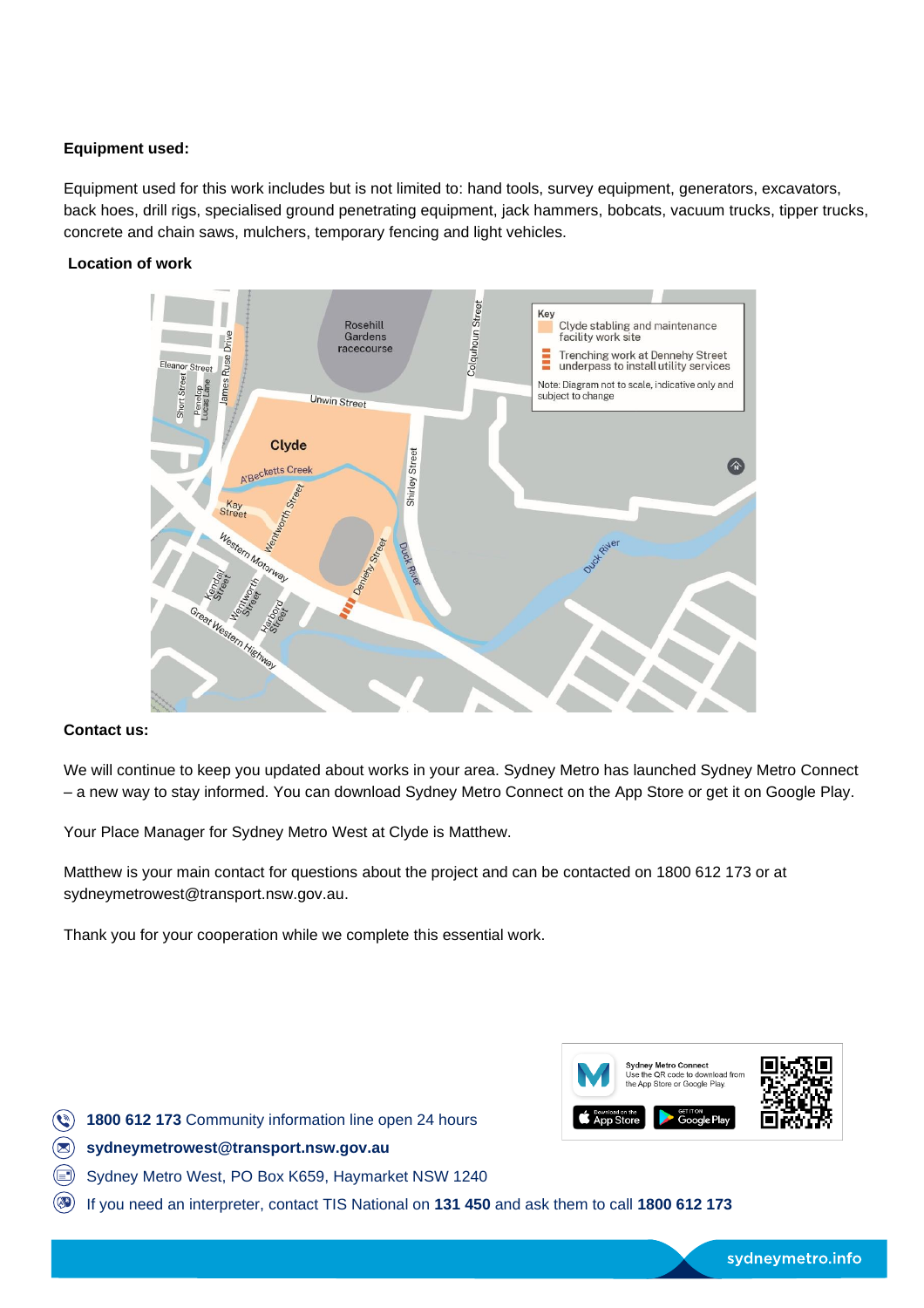**Equipment used:**

Equipment used for this work includes but is not limited to: hand tools, survey equipment, generators, excavators, back hoes, drill rigs, specialised ground penetrating equipment, jack hammers, bobcats, vacuum trucks, tipper trucks, concrete and chain saws, mulchers, temporary fencing and light vehicles.

**Location of work**

Key

Clyde stabling and maintenance facility work site

Trenching work at Dennehy Street underpass to install utility services

Note: Diagram not to scale, indicative only and subject to change

Rosehill Gardens racecourse

Clyde

Colquhoun Street

Unwin Street

Shirley Street

Eleanor Street

James Ruse Drive

Short Street

Penelope Lucas Lane

A'Becketts Creek

Kay Street

Wentworth Street

Dennehy Street

Duck River

Western Motorway

Kendall Street

Harbord Street

Great Western Highway

**Contact us:**

We will continue to keep you updated about works in your area. Sydney Metro has launched Sydney Metro Connect – a new way to stay informed. You can download Sydney Metro Connect on the App Store or get it on Google Play.

Your Place Manager for Sydney Metro West at Clyde is Matthew.

Matthew is your main contact for questions about the project and can be contacted on 1800 612 173 or at sydneymetrowest@transport.nsw.gov.au.

Thank you for your cooperation while we complete this essential work.

Sydney Metro Connect
Use the QR code to download from the App Store or Google Play.

**1800 612 173** Community information line open 24 hours

**sydneymetrowest@transport.nsw.gov.au**

Sydney Metro West, PO Box K659, Haymarket NSW 1240

If you need an interpreter, contact TIS National on **131 450** and ask them to call **1800 612 173**